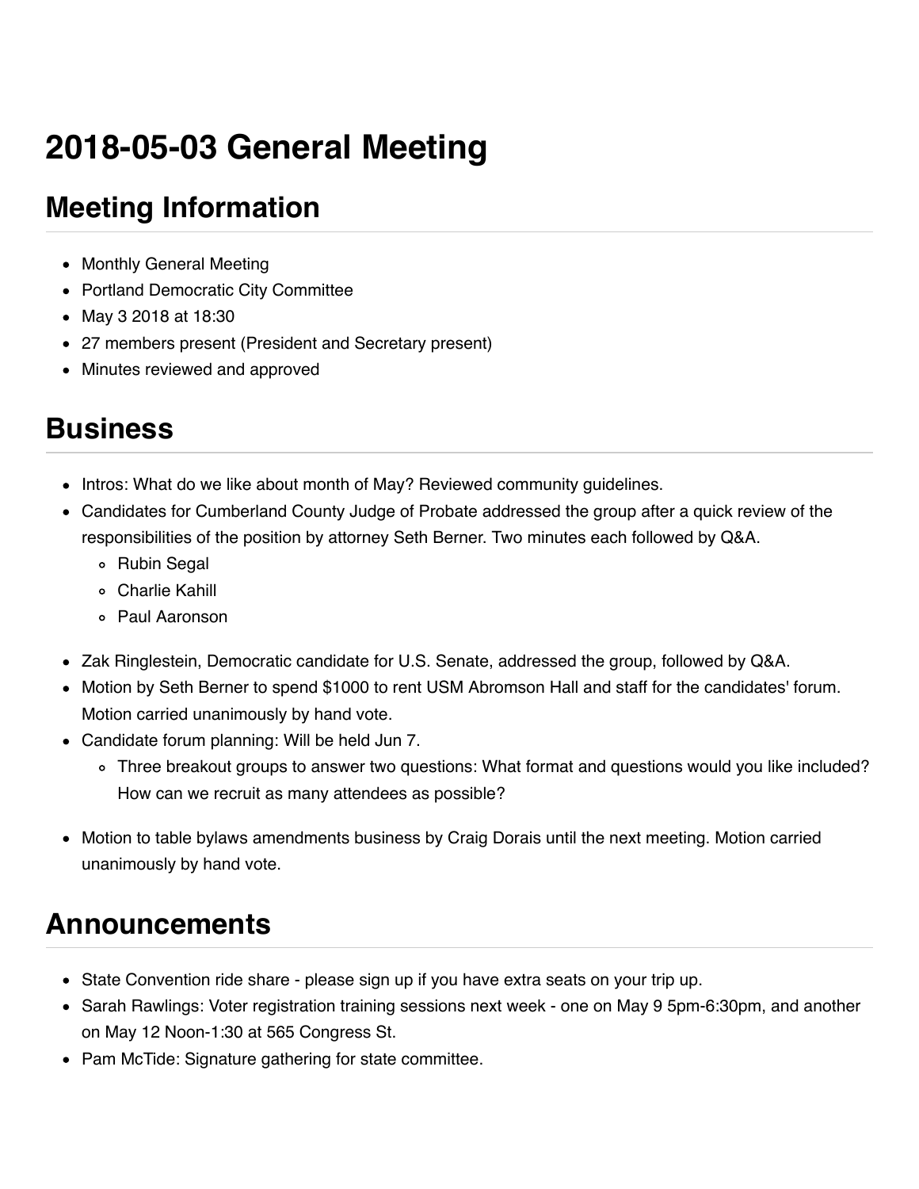# 2018-05-03 General Meeting

## Meeting Information

- Monthly General Meeting
- Portland Democratic City Committee
- May 3 2018 at 18:30
- 27 members present (President and Secretary present)
- Minutes reviewed and approved

## Business

- Intros: What do we like about month of May? Reviewed community guidelines.
- Candidates for Cumberland County Judge of Probate addressed the group after a quick review of the responsibilities of the position by attorney Seth Berner. Two minutes each followed by Q&A.
  - Rubin Segal
  - Charlie Kahill
  - Paul Aaronson
- Zak Ringlestein, Democratic candidate for U.S. Senate, addressed the group, followed by Q&A.
- Motion by Seth Berner to spend $1000 to rent USM Abromson Hall and staff for the candidates' forum. Motion carried unanimously by hand vote.
- Candidate forum planning: Will be held Jun 7.
  - Three breakout groups to answer two questions: What format and questions would you like included? How can we recruit as many attendees as possible?
- Motion to table bylaws amendments business by Craig Dorais until the next meeting. Motion carried unanimously by hand vote.

## Announcements

- State Convention ride share - please sign up if you have extra seats on your trip up.
- Sarah Rawlings: Voter registration training sessions next week - one on May 9 5pm-6:30pm, and another on May 12 Noon-1:30 at 565 Congress St.
- Pam McTide: Signature gathering for state committee.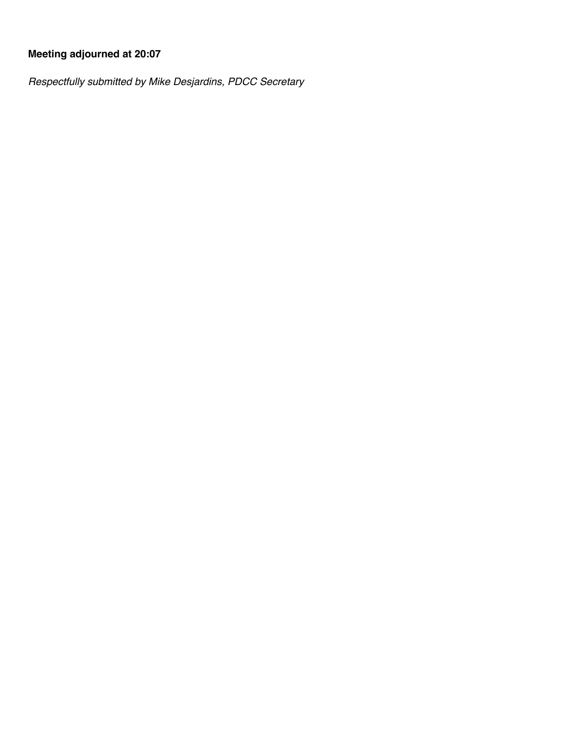**Meeting adjourned at 20:07**

*Respectfully submitted by Mike Desjardins, PDCC Secretary*